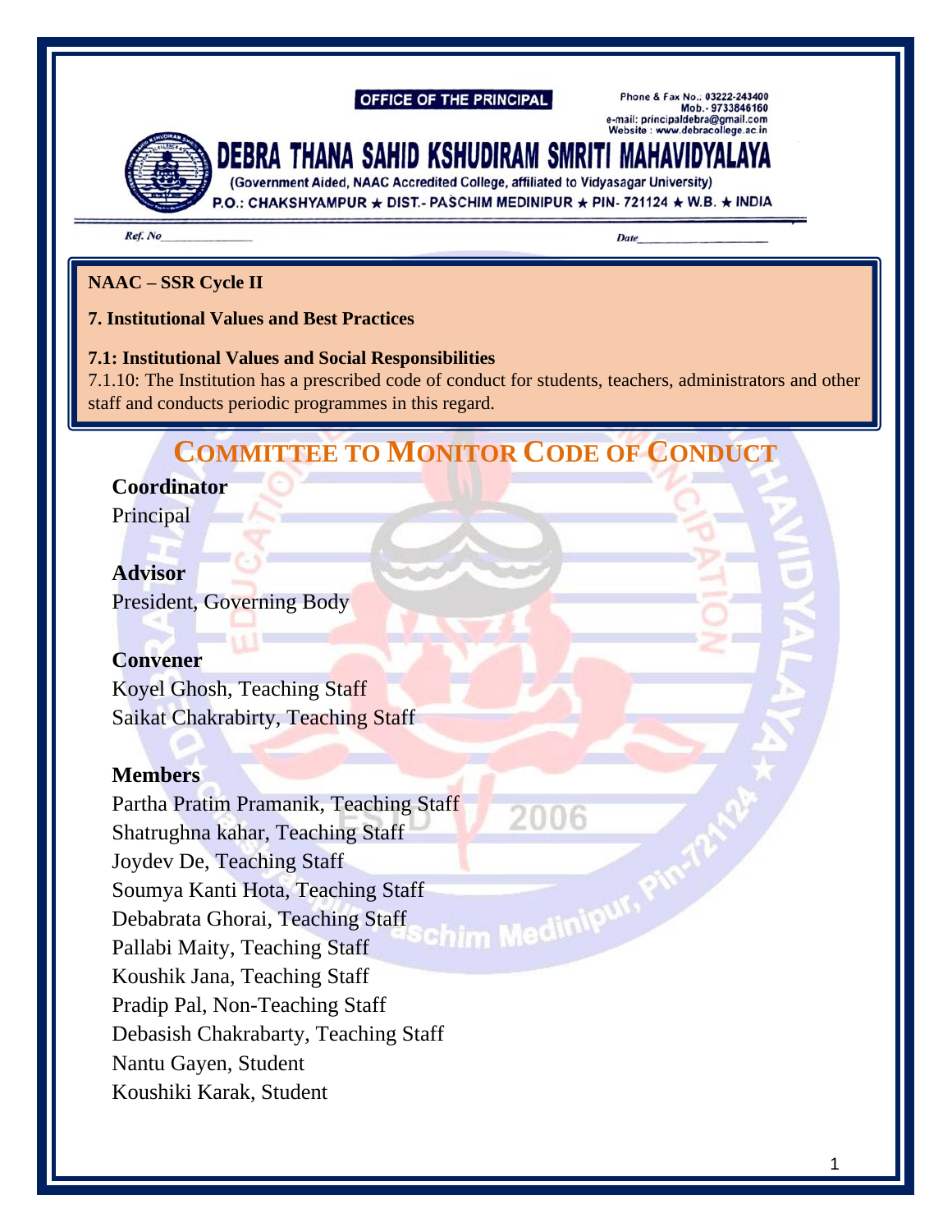OFFICE OF THE PRINCIPAL

Phone & Fax No.: 03222-243400
Mob.- 9733846160
e-mail: principaldebra@gmail.com
Website : www.debracollege.ac.in

# DEBRA THANA SAHID KSHUDIRAM SMRITI MAHAVIDYALAYA

(Government Aided, NAAC Accredited College, affiliated to Vidyasagar University)
P.O.: CHAKSHYAMPUR ★ DIST.- PASCHIM MEDINIPUR ★ PIN- 721124 ★ W.B. ★ INDIA

*Ref. No*______________ *Date*______________

**NAAC – SSR Cycle II**

**7. Institutional Values and Best Practices**

**7.1: Institutional Values and Social Responsibilities**
7.1.10: The Institution has a prescribed code of conduct for students, teachers, administrators and other staff and conducts periodic programmes in this regard.

## COMMITTEE TO MONITOR CODE OF CONDUCT

**Coordinator**
Principal

**Advisor**
President, Governing Body

**Convener**
Koyel Ghosh, Teaching Staff
Saikat Chakrabirty, Teaching Staff

**Members**
Partha Pratim Pramanik, Teaching Staff
Shatrughna kahar, Teaching Staff
Joydev De, Teaching Staff
Soumya Kanti Hota, Teaching Staff
Debabrata Ghorai, Teaching Staff
Pallabi Maity, Teaching Staff
Koushik Jana, Teaching Staff
Pradip Pal, Non-Teaching Staff
Debasish Chakrabarty, Teaching Staff
Nantu Gayen, Student
Koushiki Karak, Student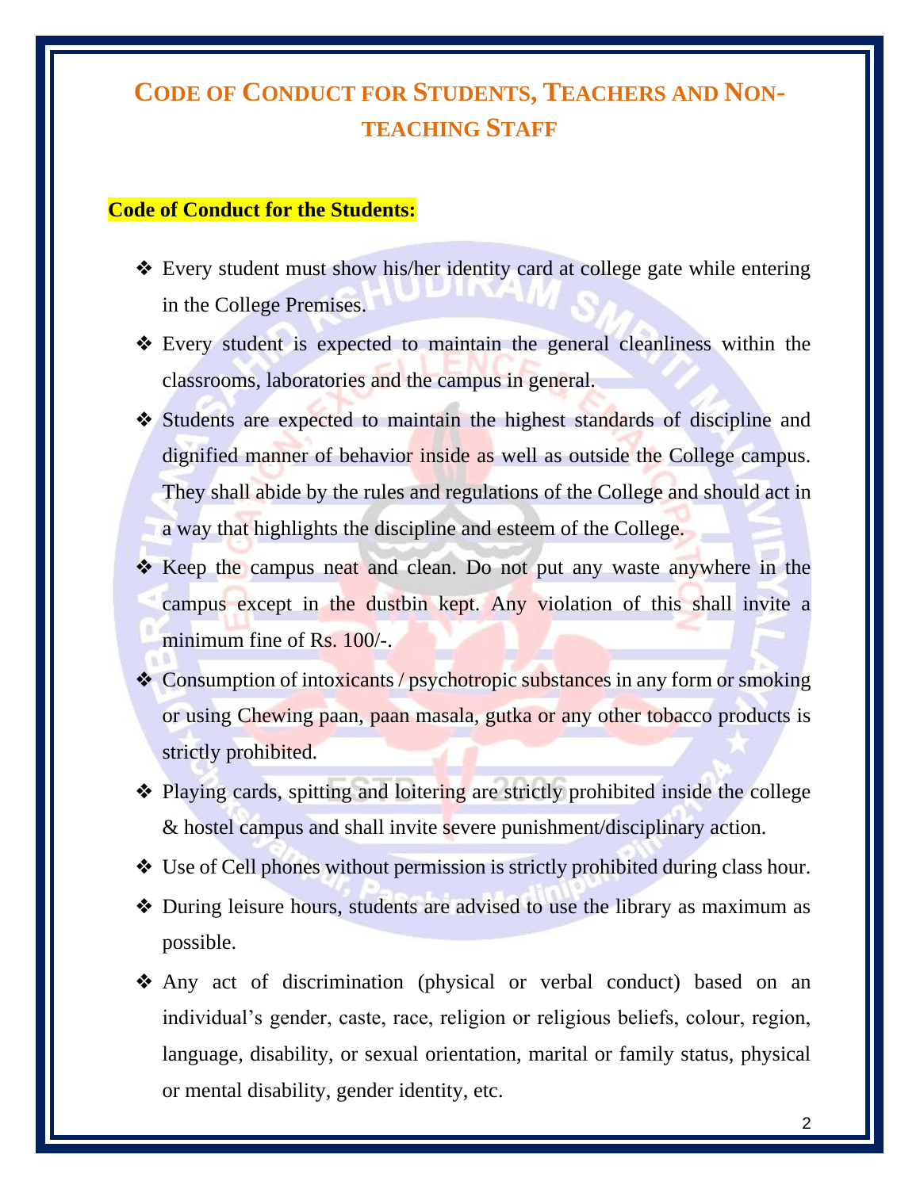# CODE OF CONDUCT FOR STUDENTS, TEACHERS AND NON-TEACHING STAFF

**Code of Conduct for the Students:**

- Every student must show his/her identity card at college gate while entering in the College Premises.
- Every student is expected to maintain the general cleanliness within the classrooms, laboratories and the campus in general.
- Students are expected to maintain the highest standards of discipline and dignified manner of behavior inside as well as outside the College campus. They shall abide by the rules and regulations of the College and should act in a way that highlights the discipline and esteem of the College.
- Keep the campus neat and clean. Do not put any waste anywhere in the campus except in the dustbin kept. Any violation of this shall invite a minimum fine of Rs. 100/-.
- Consumption of intoxicants / psychotropic substances in any form or smoking or using Chewing paan, paan masala, gutka or any other tobacco products is strictly prohibited.
- Playing cards, spitting and loitering are strictly prohibited inside the college & hostel campus and shall invite severe punishment/disciplinary action.
- Use of Cell phones without permission is strictly prohibited during class hour.
- During leisure hours, students are advised to use the library as maximum as possible.
- Any act of discrimination (physical or verbal conduct) based on an individual's gender, caste, race, religion or religious beliefs, colour, region, language, disability, or sexual orientation, marital or family status, physical or mental disability, gender identity, etc.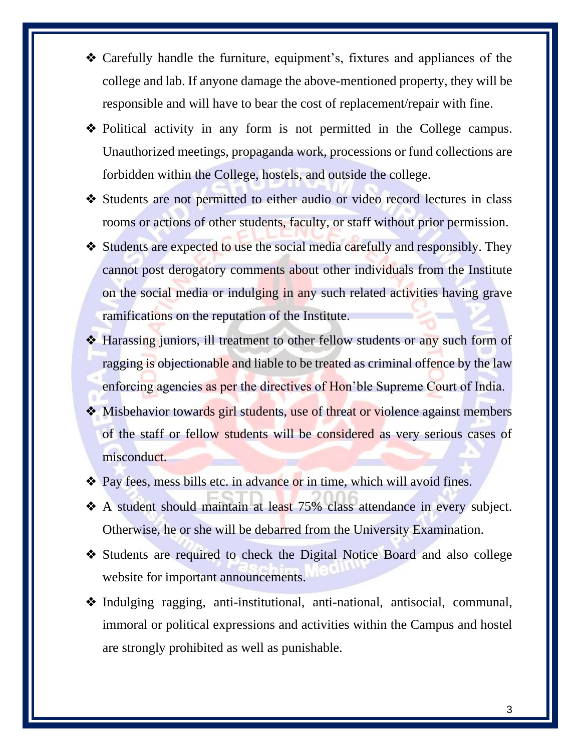- Carefully handle the furniture, equipment's, fixtures and appliances of the college and lab. If anyone damage the above-mentioned property, they will be responsible and will have to bear the cost of replacement/repair with fine.
- Political activity in any form is not permitted in the College campus. Unauthorized meetings, propaganda work, processions or fund collections are forbidden within the College, hostels, and outside the college.
- Students are not permitted to either audio or video record lectures in class rooms or actions of other students, faculty, or staff without prior permission.
- Students are expected to use the social media carefully and responsibly. They cannot post derogatory comments about other individuals from the Institute on the social media or indulging in any such related activities having grave ramifications on the reputation of the Institute.
- Harassing juniors, ill treatment to other fellow students or any such form of ragging is objectionable and liable to be treated as criminal offence by the law enforcing agencies as per the directives of Hon'ble Supreme Court of India.
- Misbehavior towards girl students, use of threat or violence against members of the staff or fellow students will be considered as very serious cases of misconduct.
- Pay fees, mess bills etc. in advance or in time, which will avoid fines.
- A student should maintain at least 75% class attendance in every subject. Otherwise, he or she will be debarred from the University Examination.
- Students are required to check the Digital Notice Board and also college website for important announcements.
- Indulging ragging, anti-institutional, anti-national, antisocial, communal, immoral or political expressions and activities within the Campus and hostel are strongly prohibited as well as punishable.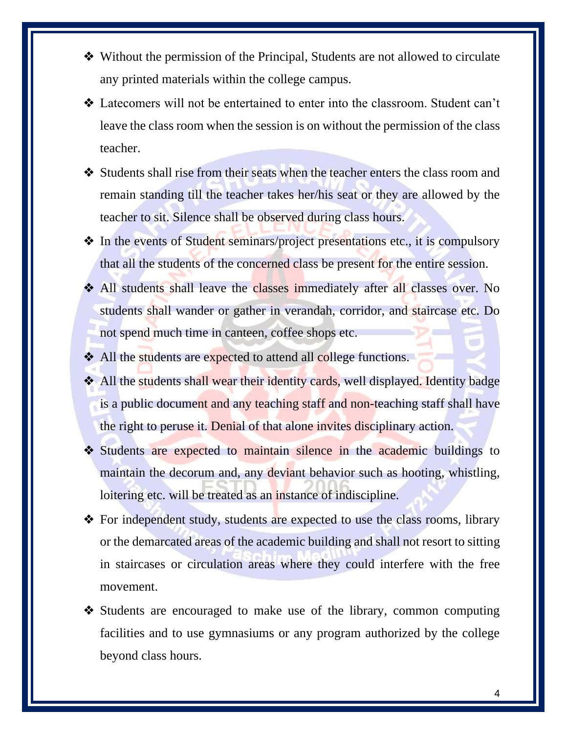- Without the permission of the Principal, Students are not allowed to circulate any printed materials within the college campus.
- Latecomers will not be entertained to enter into the classroom. Student can't leave the class room when the session is on without the permission of the class teacher.
- Students shall rise from their seats when the teacher enters the class room and remain standing till the teacher takes her/his seat or they are allowed by the teacher to sit. Silence shall be observed during class hours.
- In the events of Student seminars/project presentations etc., it is compulsory that all the students of the concerned class be present for the entire session.
- All students shall leave the classes immediately after all classes over. No students shall wander or gather in verandah, corridor, and staircase etc. Do not spend much time in canteen, coffee shops etc.
- All the students are expected to attend all college functions.
- All the students shall wear their identity cards, well displayed. Identity badge is a public document and any teaching staff and non-teaching staff shall have the right to peruse it. Denial of that alone invites disciplinary action.
- Students are expected to maintain silence in the academic buildings to maintain the decorum and, any deviant behavior such as hooting, whistling, loitering etc. will be treated as an instance of indiscipline.
- For independent study, students are expected to use the class rooms, library or the demarcated areas of the academic building and shall not resort to sitting in staircases or circulation areas where they could interfere with the free movement.
- Students are encouraged to make use of the library, common computing facilities and to use gymnasiums or any program authorized by the college beyond class hours.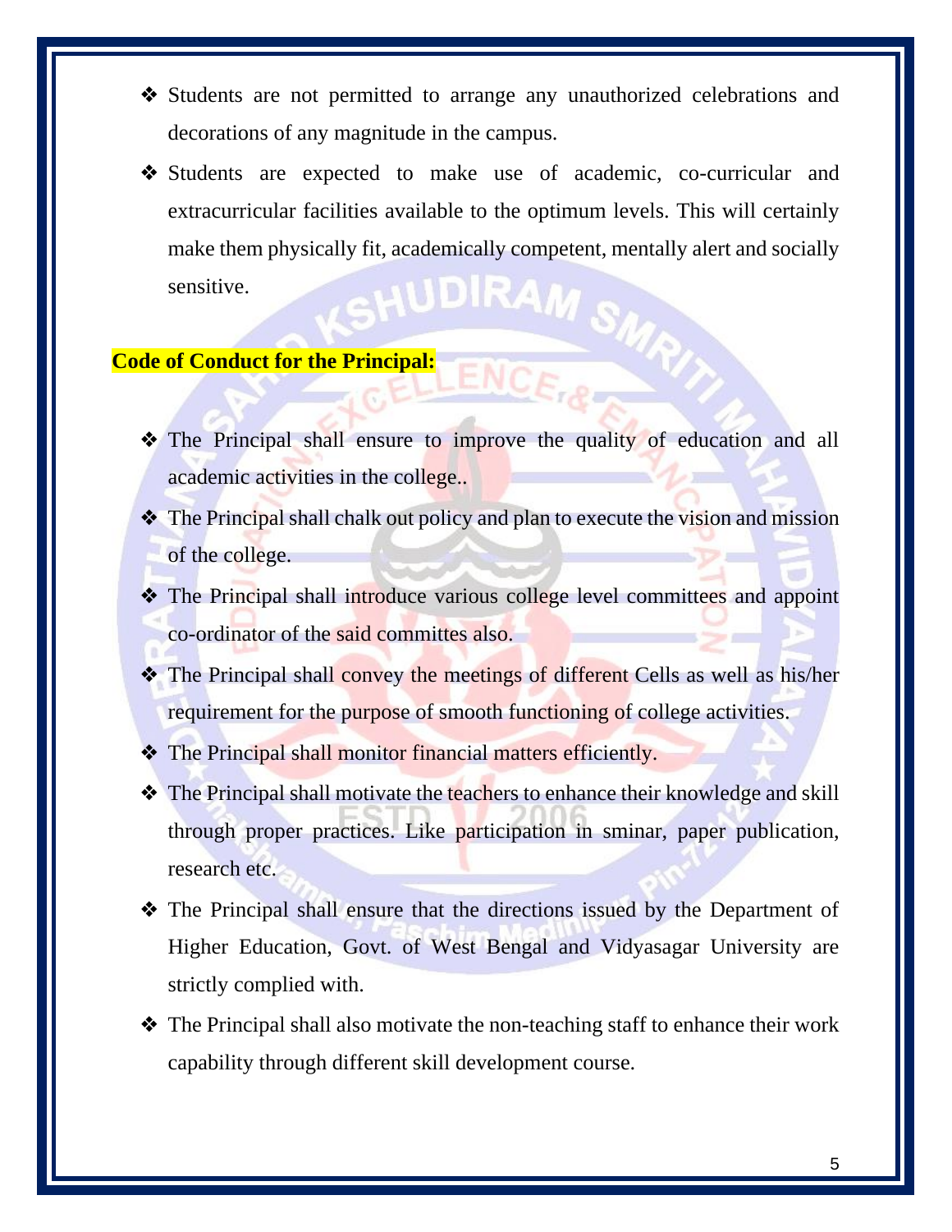- Students are not permitted to arrange any unauthorized celebrations and decorations of any magnitude in the campus.
- Students are expected to make use of academic, co-curricular and extracurricular facilities available to the optimum levels. This will certainly make them physically fit, academically competent, mentally alert and socially sensitive.

**Code of Conduct for the Principal:**

- The Principal shall ensure to improve the quality of education and all academic activities in the college..
- The Principal shall chalk out policy and plan to execute the vision and mission of the college.
- The Principal shall introduce various college level committees and appoint co-ordinator of the said committes also.
- The Principal shall convey the meetings of different Cells as well as his/her requirement for the purpose of smooth functioning of college activities.
- The Principal shall monitor financial matters efficiently.
- The Principal shall motivate the teachers to enhance their knowledge and skill through proper practices. Like participation in sminar, paper publication, research etc.
- The Principal shall ensure that the directions issued by the Department of Higher Education, Govt. of West Bengal and Vidyasagar University are strictly complied with.
- The Principal shall also motivate the non-teaching staff to enhance their work capability through different skill development course.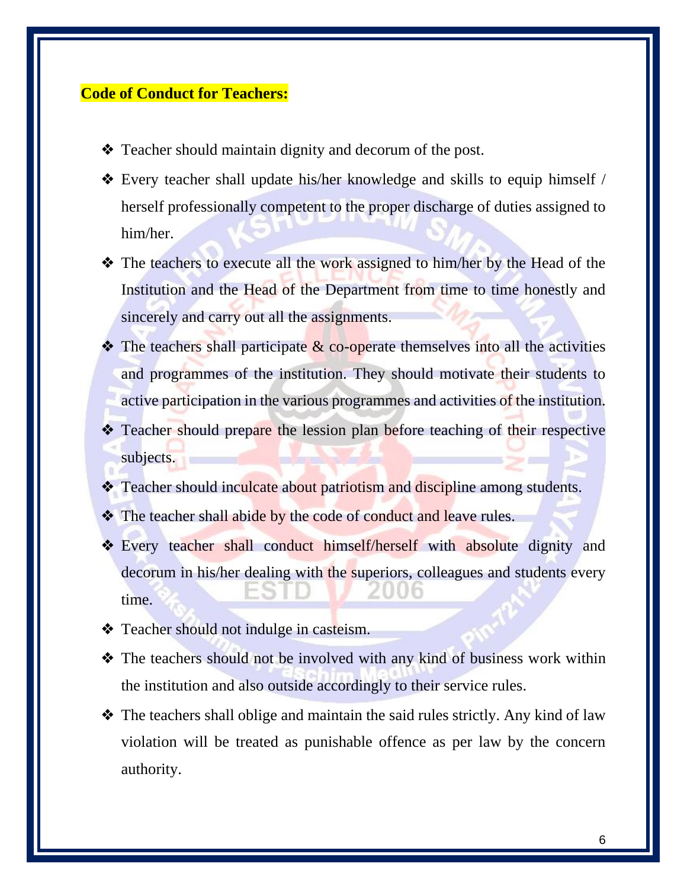**Code of Conduct for Teachers:**

- Teacher should maintain dignity and decorum of the post.
- Every teacher shall update his/her knowledge and skills to equip himself / herself professionally competent to the proper discharge of duties assigned to him/her.
- The teachers to execute all the work assigned to him/her by the Head of the Institution and the Head of the Department from time to time honestly and sincerely and carry out all the assignments.
- The teachers shall participate & co-operate themselves into all the activities and programmes of the institution. They should motivate their students to active participation in the various programmes and activities of the institution.
- Teacher should prepare the lession plan before teaching of their respective subjects.
- Teacher should inculcate about patriotism and discipline among students.
- The teacher shall abide by the code of conduct and leave rules.
- Every teacher shall conduct himself/herself with absolute dignity and decorum in his/her dealing with the superiors, colleagues and students every time.
- Teacher should not indulge in casteism.
- The teachers should not be involved with any kind of business work within the institution and also outside accordingly to their service rules.
- The teachers shall oblige and maintain the said rules strictly. Any kind of law violation will be treated as punishable offence as per law by the concern authority.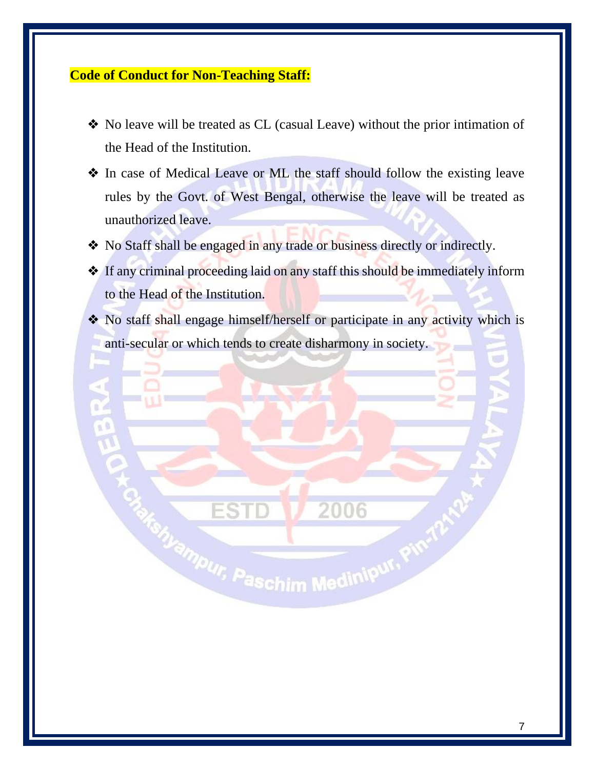**Code of Conduct for Non-Teaching Staff:**

- No leave will be treated as CL (casual Leave) without the prior intimation of the Head of the Institution.
- In case of Medical Leave or ML the staff should follow the existing leave rules by the Govt. of West Bengal, otherwise the leave will be treated as unauthorized leave.
- No Staff shall be engaged in any trade or business directly or indirectly.
- If any criminal proceeding laid on any staff this should be immediately inform to the Head of the Institution.
- No staff shall engage himself/herself or participate in any activity which is anti-secular or which tends to create disharmony in society.